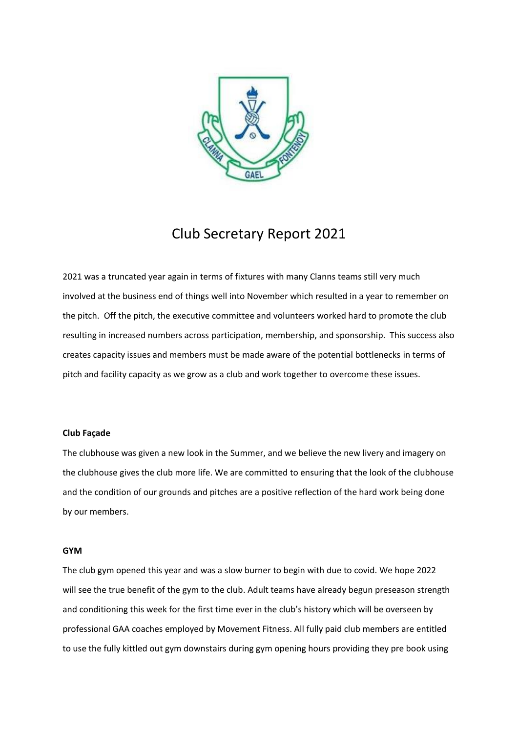# Club Secretary Report 2021

2021 was a truncated year again in terms of fixtures with many Clanns teams still very much involved at the business end of things well into November which resulted in a year to remember on the pitch. Off the pitch, the executive committee and volunteers worked hard to promote the club resulting in increased numbers across participation, membership, and sponsorship. This success also creates capacity issues and members must be made aware of the potential bottlenecks in terms of pitch and facility capacity as we grow as a club and work together to overcome these issues.

**Club Façade**

The clubhouse was given a new look in the Summer, and we believe the new livery and imagery on the clubhouse gives the club more life. We are committed to ensuring that the look of the clubhouse and the condition of our grounds and pitches are a positive reflection of the hard work being done by our members.

**GYM**

The club gym opened this year and was a slow burner to begin with due to covid. We hope 2022 will see the true benefit of the gym to the club. Adult teams have already begun preseason strength and conditioning this week for the first time ever in the club's history which will be overseen by professional GAA coaches employed by Movement Fitness. All fully paid club members are entitled to use the fully kittled out gym downstairs during gym opening hours providing they pre book using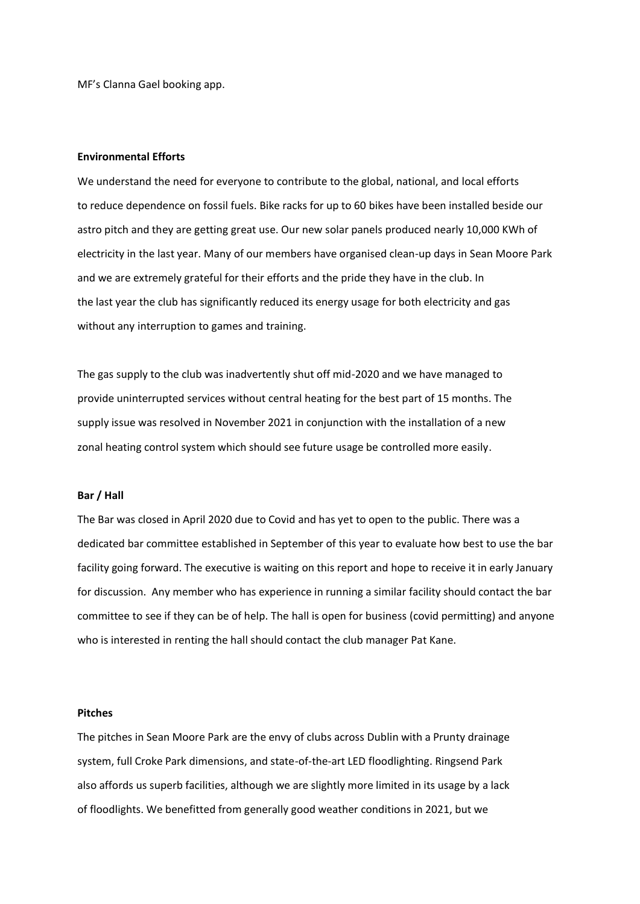MF’s Clanna Gael booking app.

**Environmental Efforts**

We understand the need for everyone to contribute to the global, national, and local efforts to reduce dependence on fossil fuels. Bike racks for up to 60 bikes have been installed beside our astro pitch and they are getting great use. Our new solar panels produced nearly 10,000 KWh of electricity in the last year. Many of our members have organised clean-up days in Sean Moore Park and we are extremely grateful for their efforts and the pride they have in the club. In the last year the club has significantly reduced its energy usage for both electricity and gas without any interruption to games and training.

The gas supply to the club was inadvertently shut off mid-2020 and we have managed to provide uninterrupted services without central heating for the best part of 15 months. The supply issue was resolved in November 2021 in conjunction with the installation of a new zonal heating control system which should see future usage be controlled more easily.

**Bar / Hall**

The Bar was closed in April 2020 due to Covid and has yet to open to the public. There was a dedicated bar committee established in September of this year to evaluate how best to use the bar facility going forward. The executive is waiting on this report and hope to receive it in early January for discussion. Any member who has experience in running a similar facility should contact the bar committee to see if they can be of help. The hall is open for business (covid permitting) and anyone who is interested in renting the hall should contact the club manager Pat Kane.

**Pitches**

The pitches in Sean Moore Park are the envy of clubs across Dublin with a Prunty drainage system, full Croke Park dimensions, and state-of-the-art LED floodlighting. Ringsend Park also affords us superb facilities, although we are slightly more limited in its usage by a lack of floodlights. We benefitted from generally good weather conditions in 2021, but we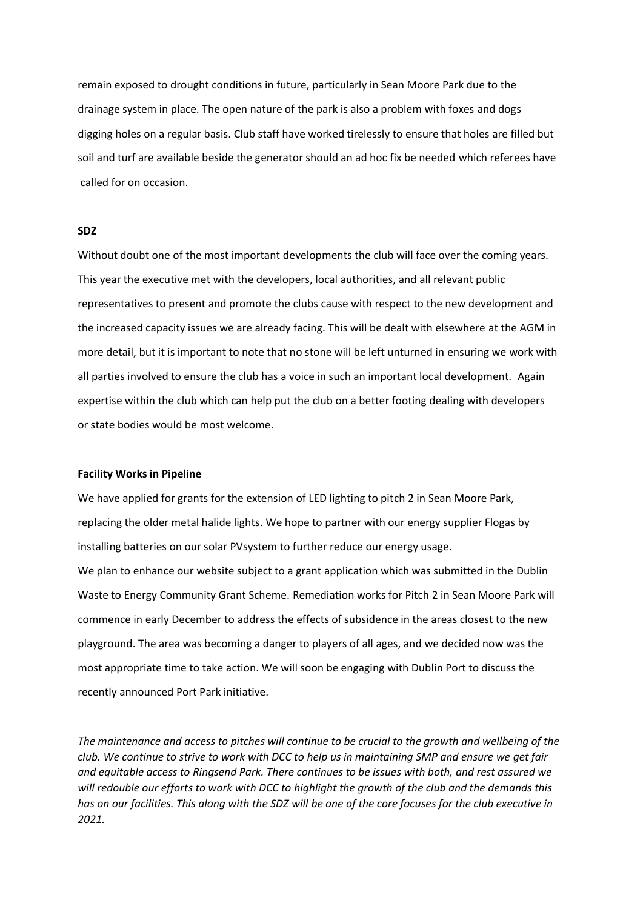remain exposed to drought conditions in future, particularly in Sean Moore Park due to the drainage system in place. The open nature of the park is also a problem with foxes and dogs digging holes on a regular basis. Club staff have worked tirelessly to ensure that holes are filled but soil and turf are available beside the generator should an ad hoc fix be needed which referees have called for on occasion.

**SDZ**

Without doubt one of the most important developments the club will face over the coming years. This year the executive met with the developers, local authorities, and all relevant public representatives to present and promote the clubs cause with respect to the new development and the increased capacity issues we are already facing. This will be dealt with elsewhere at the AGM in more detail, but it is important to note that no stone will be left unturned in ensuring we work with all parties involved to ensure the club has a voice in such an important local development. Again expertise within the club which can help put the club on a better footing dealing with developers or state bodies would be most welcome.

**Facility Works in Pipeline**

We have applied for grants for the extension of LED lighting to pitch 2 in Sean Moore Park, replacing the older metal halide lights. We hope to partner with our energy supplier Flogas by installing batteries on our solar PVsystem to further reduce our energy usage.

We plan to enhance our website subject to a grant application which was submitted in the Dublin Waste to Energy Community Grant Scheme. Remediation works for Pitch 2 in Sean Moore Park will commence in early December to address the effects of subsidence in the areas closest to the new playground. The area was becoming a danger to players of all ages, and we decided now was the most appropriate time to take action. We will soon be engaging with Dublin Port to discuss the recently announced Port Park initiative.

*The maintenance and access to pitches will continue to be crucial to the growth and wellbeing of the club. We continue to strive to work with DCC to help us in maintaining SMP and ensure we get fair and equitable access to Ringsend Park. There continues to be issues with both, and rest assured we will redouble our efforts to work with DCC to highlight the growth of the club and the demands this has on our facilities. This along with the SDZ will be one of the core focuses for the club executive in 2021.*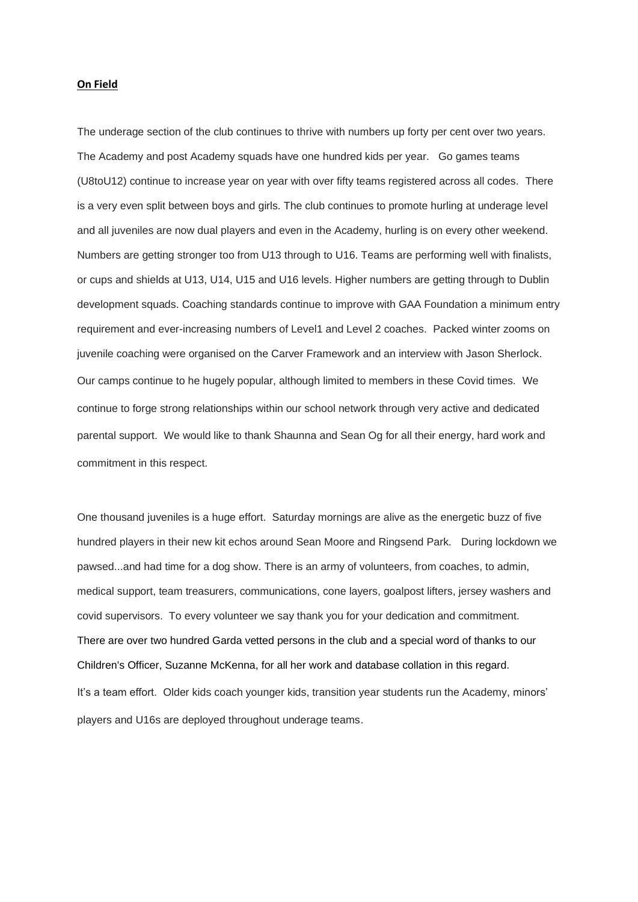**On Field**

The underage section of the club continues to thrive with numbers up forty per cent over two years. The Academy and post Academy squads have one hundred kids per year. Go games teams (U8toU12) continue to increase year on year with over fifty teams registered across all codes. There is a very even split between boys and girls. The club continues to promote hurling at underage level and all juveniles are now dual players and even in the Academy, hurling is on every other weekend. Numbers are getting stronger too from U13 through to U16. Teams are performing well with finalists, or cups and shields at U13, U14, U15 and U16 levels. Higher numbers are getting through to Dublin development squads. Coaching standards continue to improve with GAA Foundation a minimum entry requirement and ever-increasing numbers of Level1 and Level 2 coaches. Packed winter zooms on juvenile coaching were organised on the Carver Framework and an interview with Jason Sherlock. Our camps continue to he hugely popular, although limited to members in these Covid times. We continue to forge strong relationships within our school network through very active and dedicated parental support. We would like to thank Shaunna and Sean Og for all their energy, hard work and commitment in this respect.

One thousand juveniles is a huge effort. Saturday mornings are alive as the energetic buzz of five hundred players in their new kit echos around Sean Moore and Ringsend Park. During lockdown we pawsed...and had time for a dog show. There is an army of volunteers, from coaches, to admin, medical support, team treasurers, communications, cone layers, goalpost lifters, jersey washers and covid supervisors. To every volunteer we say thank you for your dedication and commitment. There are over two hundred Garda vetted persons in the club and a special word of thanks to our Children's Officer, Suzanne McKenna, for all her work and database collation in this regard. It's a team effort. Older kids coach younger kids, transition year students run the Academy, minors' players and U16s are deployed throughout underage teams.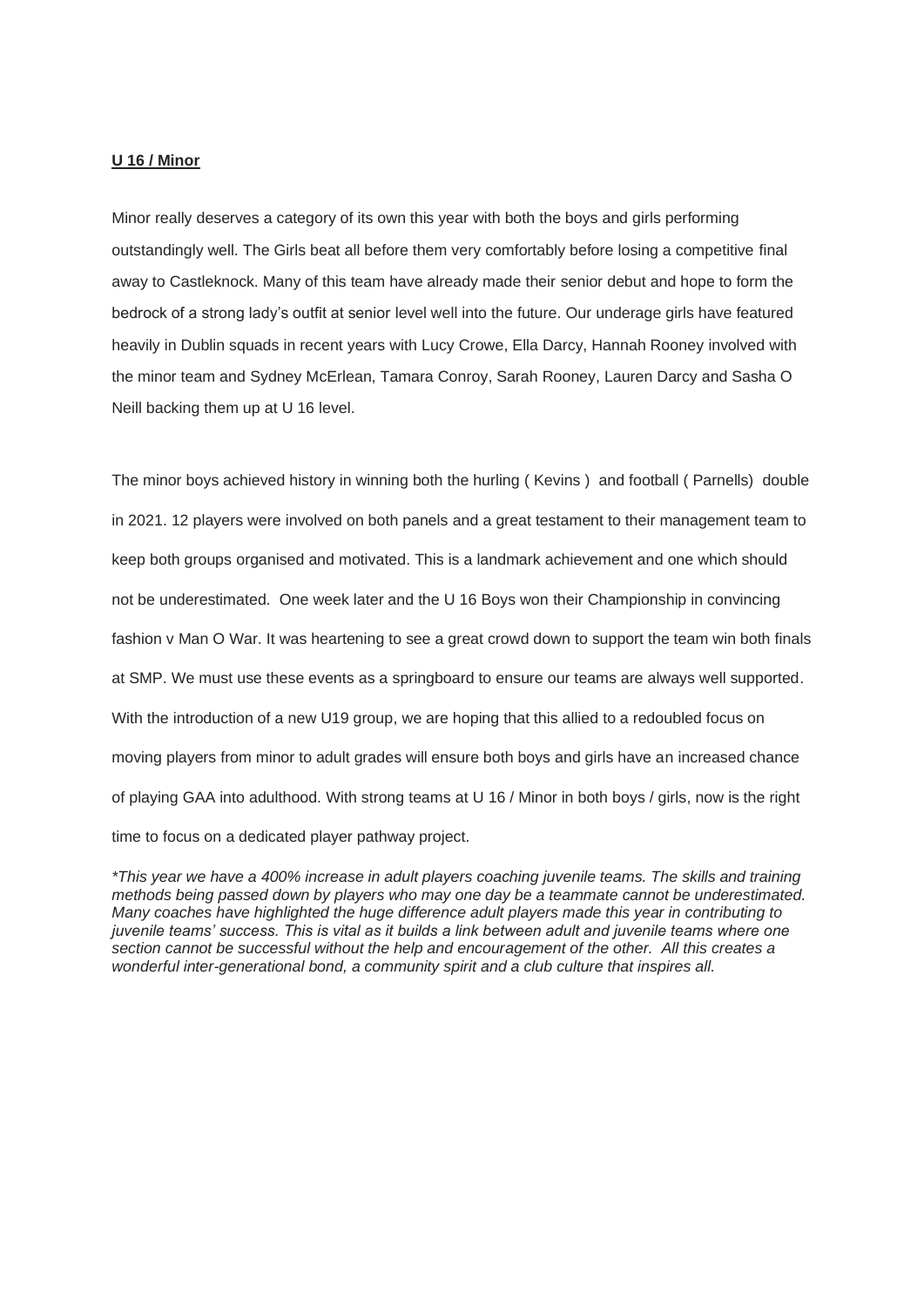**U 16 / Minor**

Minor really deserves a category of its own this year with both the boys and girls performing outstandingly well. The Girls beat all before them very comfortably before losing a competitive final away to Castleknock. Many of this team have already made their senior debut and hope to form the bedrock of a strong lady's outfit at senior level well into the future. Our underage girls have featured heavily in Dublin squads in recent years with Lucy Crowe, Ella Darcy, Hannah Rooney involved with the minor team and Sydney McErlean, Tamara Conroy, Sarah Rooney, Lauren Darcy and Sasha O Neill backing them up at U 16 level.

The minor boys achieved history in winning both the hurling ( Kevins ) and football ( Parnells) double in 2021. 12 players were involved on both panels and a great testament to their management team to keep both groups organised and motivated. This is a landmark achievement and one which should not be underestimated. One week later and the U 16 Boys won their Championship in convincing fashion v Man O War. It was heartening to see a great crowd down to support the team win both finals at SMP. We must use these events as a springboard to ensure our teams are always well supported. With the introduction of a new U19 group, we are hoping that this allied to a redoubled focus on moving players from minor to adult grades will ensure both boys and girls have an increased chance of playing GAA into adulthood. With strong teams at U 16 / Minor in both boys / girls, now is the right time to focus on a dedicated player pathway project.

*\*This year we have a 400% increase in adult players coaching juvenile teams. The skills and training methods being passed down by players who may one day be a teammate cannot be underestimated. Many coaches have highlighted the huge difference adult players made this year in contributing to juvenile teams' success. This is vital as it builds a link between adult and juvenile teams where one section cannot be successful without the help and encouragement of the other. All this creates a wonderful inter-generational bond, a community spirit and a club culture that inspires all.*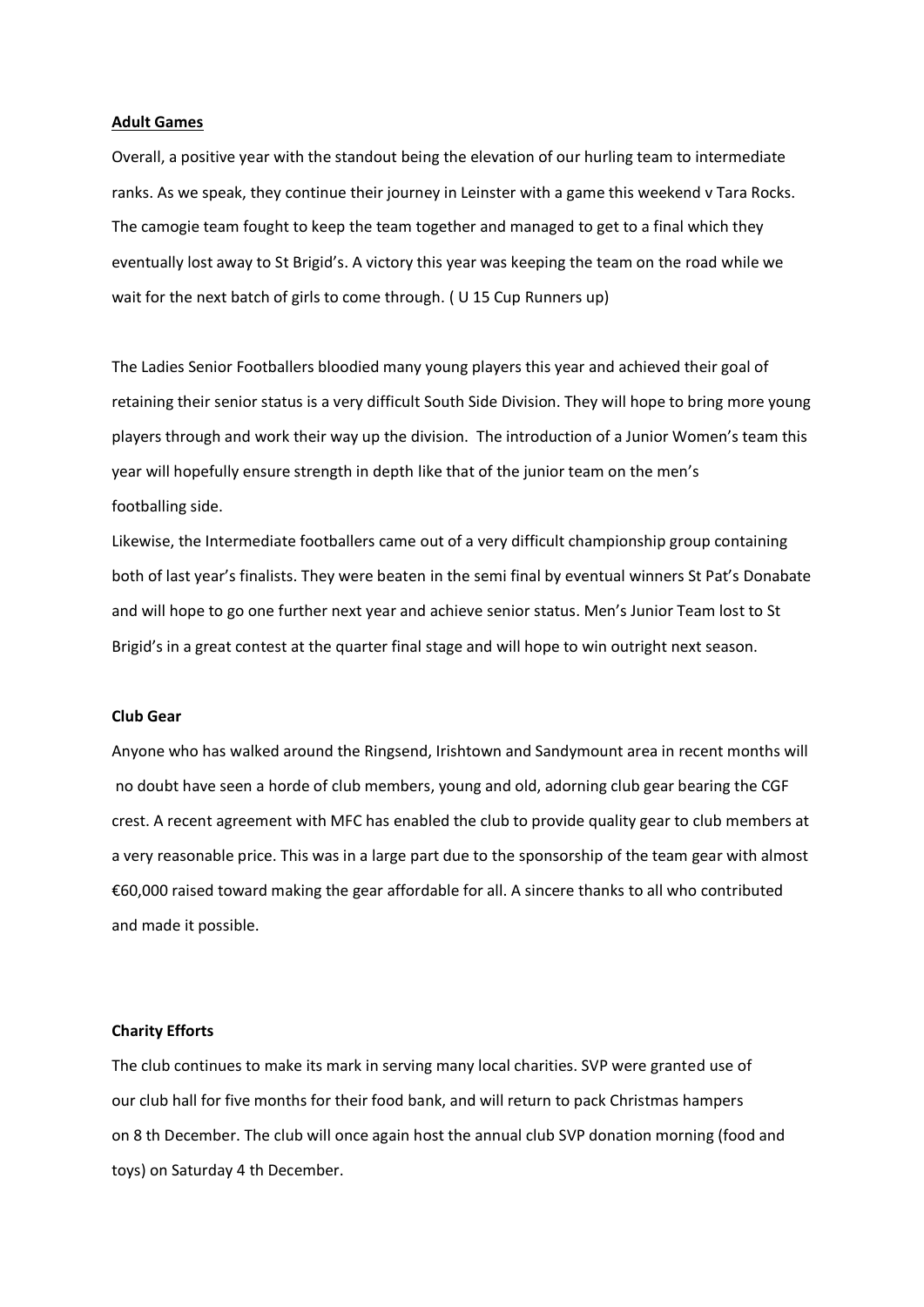**Adult Games**

Overall, a positive year with the standout being the elevation of our hurling team to intermediate ranks. As we speak, they continue their journey in Leinster with a game this weekend v Tara Rocks. The camogie team fought to keep the team together and managed to get to a final which they eventually lost away to St Brigid's. A victory this year was keeping the team on the road while we wait for the next batch of girls to come through. ( U 15 Cup Runners up)

The Ladies Senior Footballers bloodied many young players this year and achieved their goal of retaining their senior status is a very difficult South Side Division. They will hope to bring more young players through and work their way up the division. The introduction of a Junior Women's team this year will hopefully ensure strength in depth like that of the junior team on the men's footballing side.

Likewise, the Intermediate footballers came out of a very difficult championship group containing both of last year's finalists. They were beaten in the semi final by eventual winners St Pat's Donabate and will hope to go one further next year and achieve senior status. Men's Junior Team lost to St Brigid's in a great contest at the quarter final stage and will hope to win outright next season.

**Club Gear**

Anyone who has walked around the Ringsend, Irishtown and Sandymount area in recent months will no doubt have seen a horde of club members, young and old, adorning club gear bearing the CGF crest. A recent agreement with MFC has enabled the club to provide quality gear to club members at a very reasonable price. This was in a large part due to the sponsorship of the team gear with almost €60,000 raised toward making the gear affordable for all. A sincere thanks to all who contributed and made it possible.

**Charity Efforts**

The club continues to make its mark in serving many local charities. SVP were granted use of our club hall for five months for their food bank, and will return to pack Christmas hampers on 8 th December. The club will once again host the annual club SVP donation morning (food and toys) on Saturday 4 th December.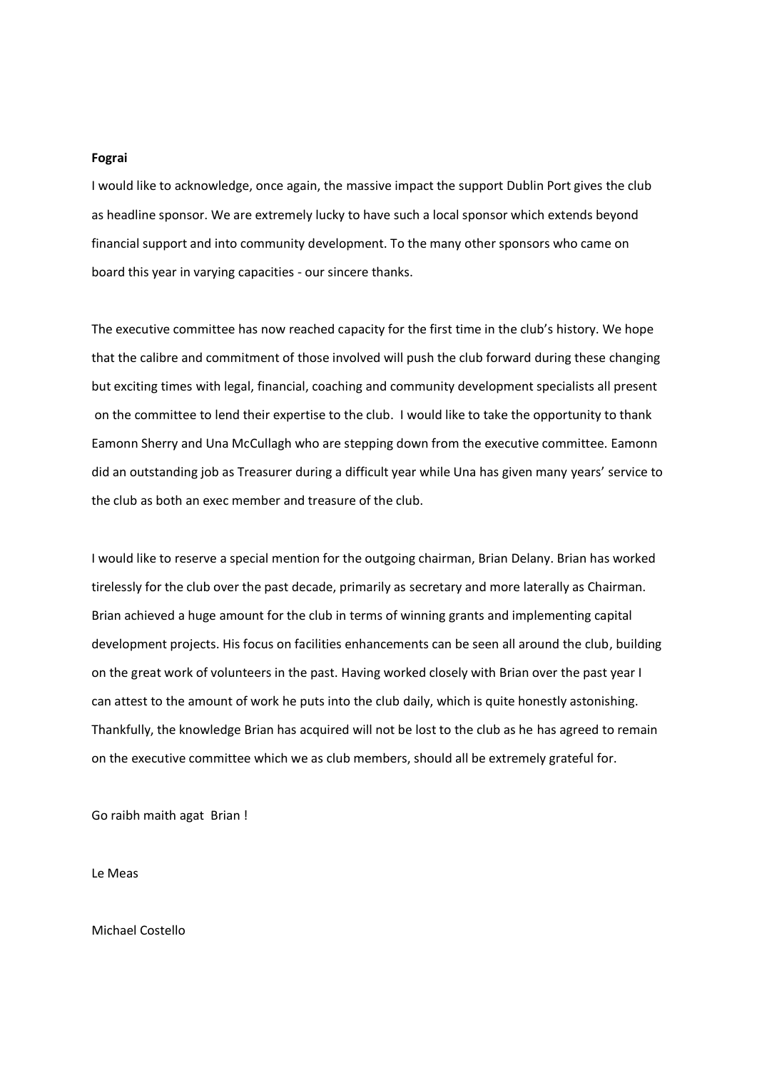**Fograi**

I would like to acknowledge, once again, the massive impact the support Dublin Port gives the club as headline sponsor. We are extremely lucky to have such a local sponsor which extends beyond financial support and into community development. To the many other sponsors who came on board this year in varying capacities - our sincere thanks.

The executive committee has now reached capacity for the first time in the club's history. We hope that the calibre and commitment of those involved will push the club forward during these changing but exciting times with legal, financial, coaching and community development specialists all present on the committee to lend their expertise to the club. I would like to take the opportunity to thank Eamonn Sherry and Una McCullagh who are stepping down from the executive committee. Eamonn did an outstanding job as Treasurer during a difficult year while Una has given many years' service to the club as both an exec member and treasure of the club.

I would like to reserve a special mention for the outgoing chairman, Brian Delany. Brian has worked tirelessly for the club over the past decade, primarily as secretary and more laterally as Chairman. Brian achieved a huge amount for the club in terms of winning grants and implementing capital development projects. His focus on facilities enhancements can be seen all around the club, building on the great work of volunteers in the past. Having worked closely with Brian over the past year I can attest to the amount of work he puts into the club daily, which is quite honestly astonishing. Thankfully, the knowledge Brian has acquired will not be lost to the club as he has agreed to remain on the executive committee which we as club members, should all be extremely grateful for.

Go raibh maith agat Brian !

Le Meas

Michael Costello